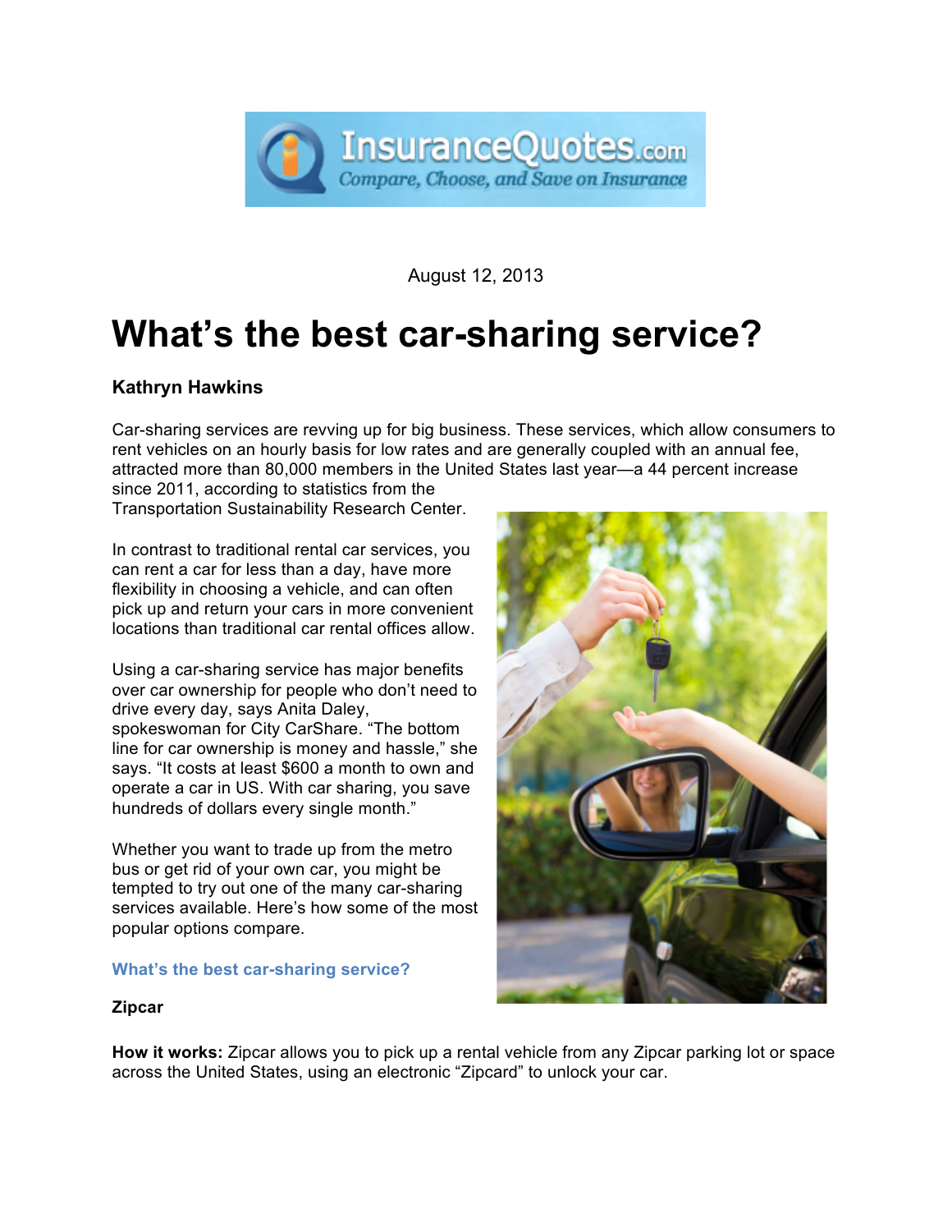August 12, 2013

# What's the best car-sharing service?

**Kathryn Hawkins**

Car-sharing services are revving up for big business. These services, which allow consumers to rent vehicles on an hourly basis for low rates and are generally coupled with an annual fee, attracted more than 80,000 members in the United States last year—a 44 percent increase since 2011, according to statistics from the Transportation Sustainability Research Center.

In contrast to traditional rental car services, you can rent a car for less than a day, have more flexibility in choosing a vehicle, and can often pick up and return your cars in more convenient locations than traditional car rental offices allow.

Using a car-sharing service has major benefits over car ownership for people who don't need to drive every day, says Anita Daley, spokeswoman for City CarShare. "The bottom line for car ownership is money and hassle," she says. "It costs at least $600 a month to own and operate a car in US. With car sharing, you save hundreds of dollars every single month."

Whether you want to trade up from the metro bus or get rid of your own car, you might be tempted to try out one of the many car-sharing services available. Here's how some of the most popular options compare.

## What's the best car-sharing service?

**Zipcar**

**How it works:** Zipcar allows you to pick up a rental vehicle from any Zipcar parking lot or space across the United States, using an electronic "Zipcard" to unlock your car.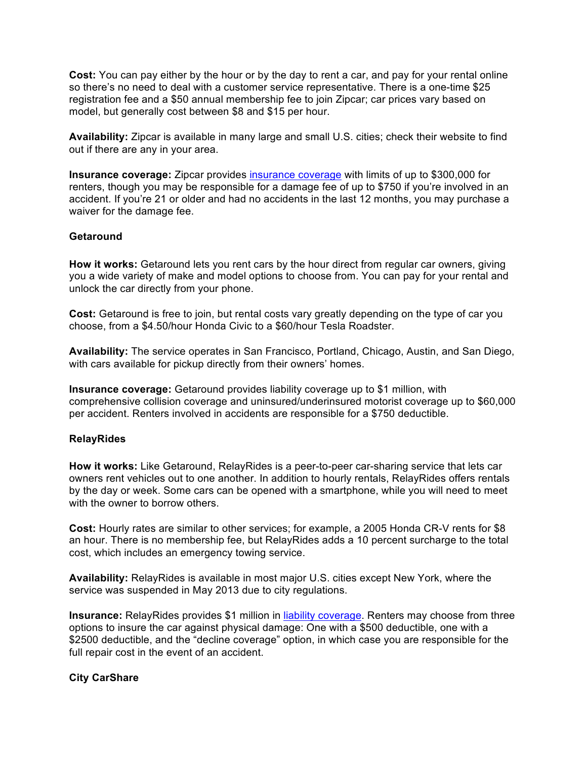**Cost:** You can pay either by the hour or by the day to rent a car, and pay for your rental online so there's no need to deal with a customer service representative. There is a one-time $25 registration fee and a $50 annual membership fee to join Zipcar; car prices vary based on model, but generally cost between $8 and $15 per hour.

**Availability:** Zipcar is available in many large and small U.S. cities; check their website to find out if there are any in your area.

**Insurance coverage:** Zipcar provides [insurance coverage] with limits of up to $300,000 for renters, though you may be responsible for a damage fee of up to $750 if you're involved in an accident. If you're 21 or older and had no accidents in the last 12 months, you may purchase a waiver for the damage fee.

**Getaround**

**How it works:** Getaround lets you rent cars by the hour direct from regular car owners, giving you a wide variety of make and model options to choose from. You can pay for your rental and unlock the car directly from your phone.

**Cost:** Getaround is free to join, but rental costs vary greatly depending on the type of car you choose, from a $4.50/hour Honda Civic to a $60/hour Tesla Roadster.

**Availability:** The service operates in San Francisco, Portland, Chicago, Austin, and San Diego, with cars available for pickup directly from their owners' homes.

**Insurance coverage:** Getaround provides liability coverage up to $1 million, with comprehensive collision coverage and uninsured/underinsured motorist coverage up to $60,000 per accident. Renters involved in accidents are responsible for a $750 deductible.

**RelayRides**

**How it works:** Like Getaround, RelayRides is a peer-to-peer car-sharing service that lets car owners rent vehicles out to one another. In addition to hourly rentals, RelayRides offers rentals by the day or week. Some cars can be opened with a smartphone, while you will need to meet with the owner to borrow others.

**Cost:** Hourly rates are similar to other services; for example, a 2005 Honda CR-V rents for $8 an hour. There is no membership fee, but RelayRides adds a 10 percent surcharge to the total cost, which includes an emergency towing service.

**Availability:** RelayRides is available in most major U.S. cities except New York, where the service was suspended in May 2013 due to city regulations.

**Insurance:** RelayRides provides $1 million in [liability coverage]. Renters may choose from three options to insure the car against physical damage: One with a $500 deductible, one with a $2500 deductible, and the "decline coverage" option, in which case you are responsible for the full repair cost in the event of an accident.

**City CarShare**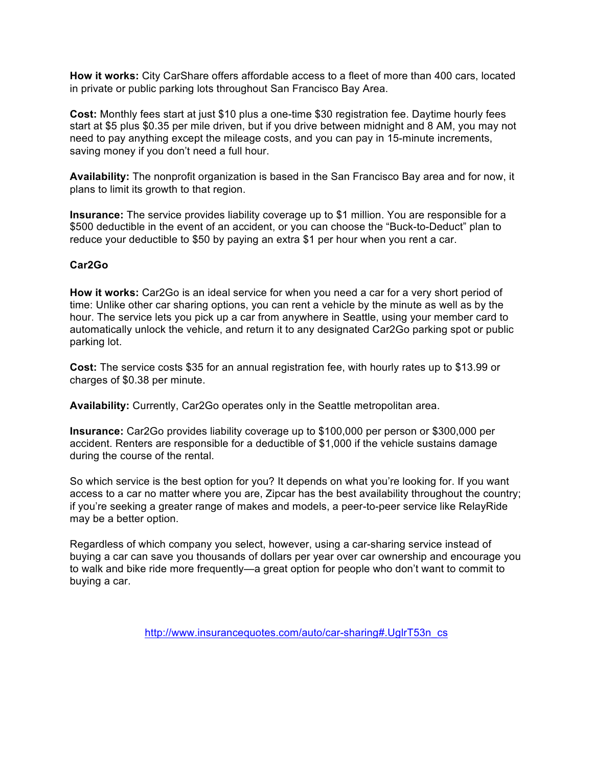**How it works:** City CarShare offers affordable access to a fleet of more than 400 cars, located in private or public parking lots throughout San Francisco Bay Area.

**Cost:** Monthly fees start at just $10 plus a one-time $30 registration fee. Daytime hourly fees start at $5 plus $0.35 per mile driven, but if you drive between midnight and 8 AM, you may not need to pay anything except the mileage costs, and you can pay in 15-minute increments, saving money if you don't need a full hour.

**Availability:** The nonprofit organization is based in the San Francisco Bay area and for now, it plans to limit its growth to that region.

**Insurance:** The service provides liability coverage up to $1 million. You are responsible for a $500 deductible in the event of an accident, or you can choose the "Buck-to-Deduct" plan to reduce your deductible to $50 by paying an extra $1 per hour when you rent a car.

**Car2Go**

**How it works:** Car2Go is an ideal service for when you need a car for a very short period of time: Unlike other car sharing options, you can rent a vehicle by the minute as well as by the hour. The service lets you pick up a car from anywhere in Seattle, using your member card to automatically unlock the vehicle, and return it to any designated Car2Go parking spot or public parking lot.

**Cost:** The service costs $35 for an annual registration fee, with hourly rates up to $13.99 or charges of $0.38 per minute.

**Availability:** Currently, Car2Go operates only in the Seattle metropolitan area.

**Insurance:** Car2Go provides liability coverage up to $100,000 per person or $300,000 per accident. Renters are responsible for a deductible of $1,000 if the vehicle sustains damage during the course of the rental.

So which service is the best option for you? It depends on what you're looking for. If you want access to a car no matter where you are, Zipcar has the best availability throughout the country; if you're seeking a greater range of makes and models, a peer-to-peer service like RelayRide may be a better option.

Regardless of which company you select, however, using a car-sharing service instead of buying a car can save you thousands of dollars per year over car ownership and encourage you to walk and bike ride more frequently—a great option for people who don't want to commit to buying a car.

http://www.insurancequotes.com/auto/car-sharing#.UglrT53n_cs